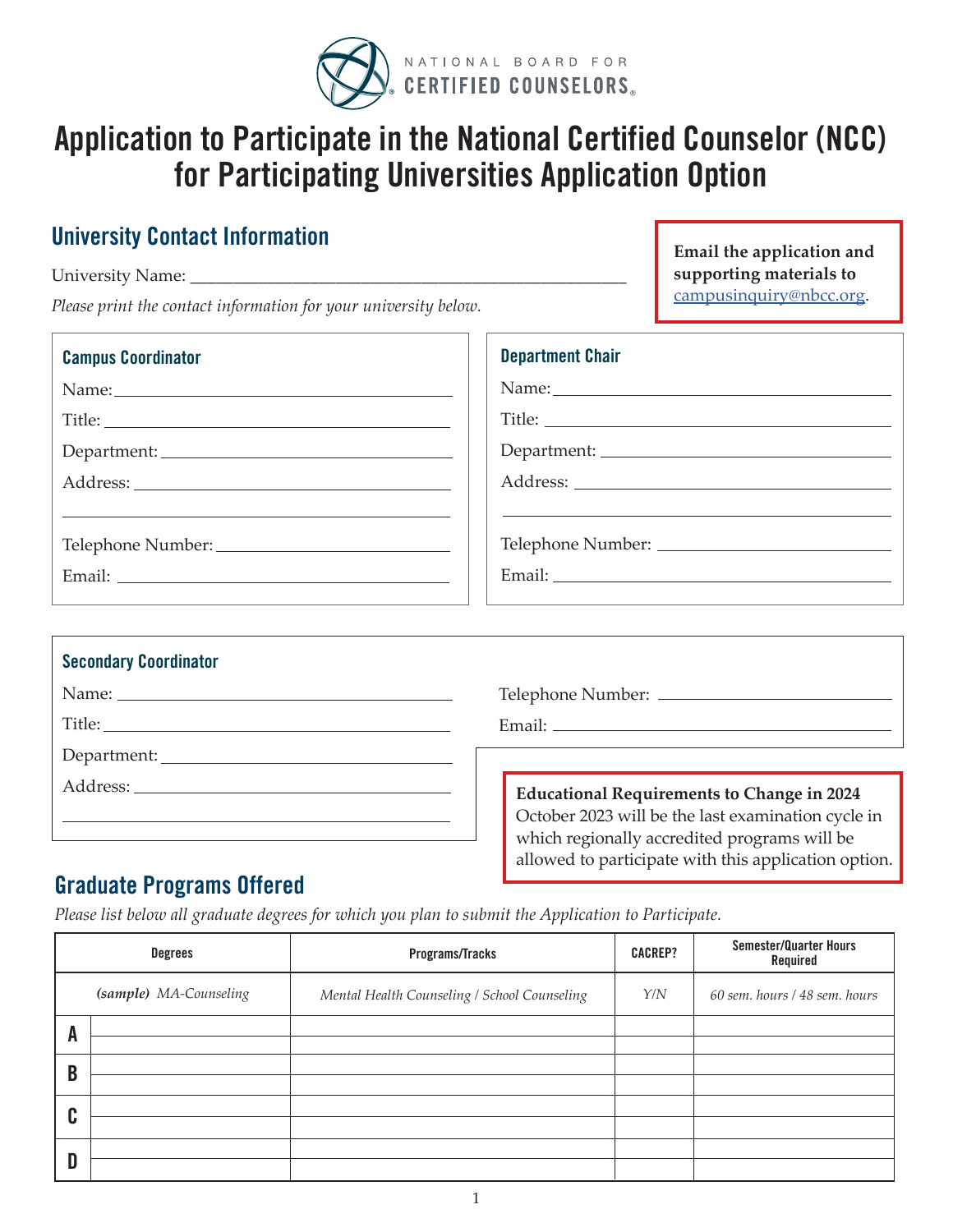NATIONAL BOARD FOR CERTIFIED COUNSELORS

# Application to Participate in the National Certified Counselor (NCC) for Participating Universities Application Option

## University Contact Information

**Email the application and supporting materials to campusinquiry@nbcc.org.**

University Name: ________________________________________________

*Please print the contact information for your university below.*

### Campus Coordinator

Name: ________________________________

Title: ________________________________

Department: ________________________________

Address: ________________________________

________________________________

Telephone Number: ________________________________

Email: ________________________________

### Department Chair

Name: ________________________________

Title: ________________________________

Department: ________________________________

Address: ________________________________

________________________________

Telephone Number: ________________________________

Email: ________________________________

### Secondary Coordinator

Name: ________________________________

Title: ________________________________

Department: ________________________________

Address: ________________________________

________________________________

Telephone Number: ________________________________

Email: ________________________________

**Educational Requirements to Change in 2024**
October 2023 will be the last examination cycle in which regionally accredited programs will be allowed to participate with this application option.

## Graduate Programs Offered

*Please list below all graduate degrees for which you plan to submit the Application to Participate.*

| | Degrees | Programs/Tracks | CACREP? | Semester/Quarter Hours Required |
|---|---|---|---|---|
| | *(sample)* *MA-Counseling* | *Mental Health Counseling / School Counseling* | *Y/N* | *60 sem. hours / 48 sem. hours* |
| A | | | | |
| | | | | |
| B | | | | |
| | | | | |
| C | | | | |
| | | | | |
| D | | | | |
| | | | | |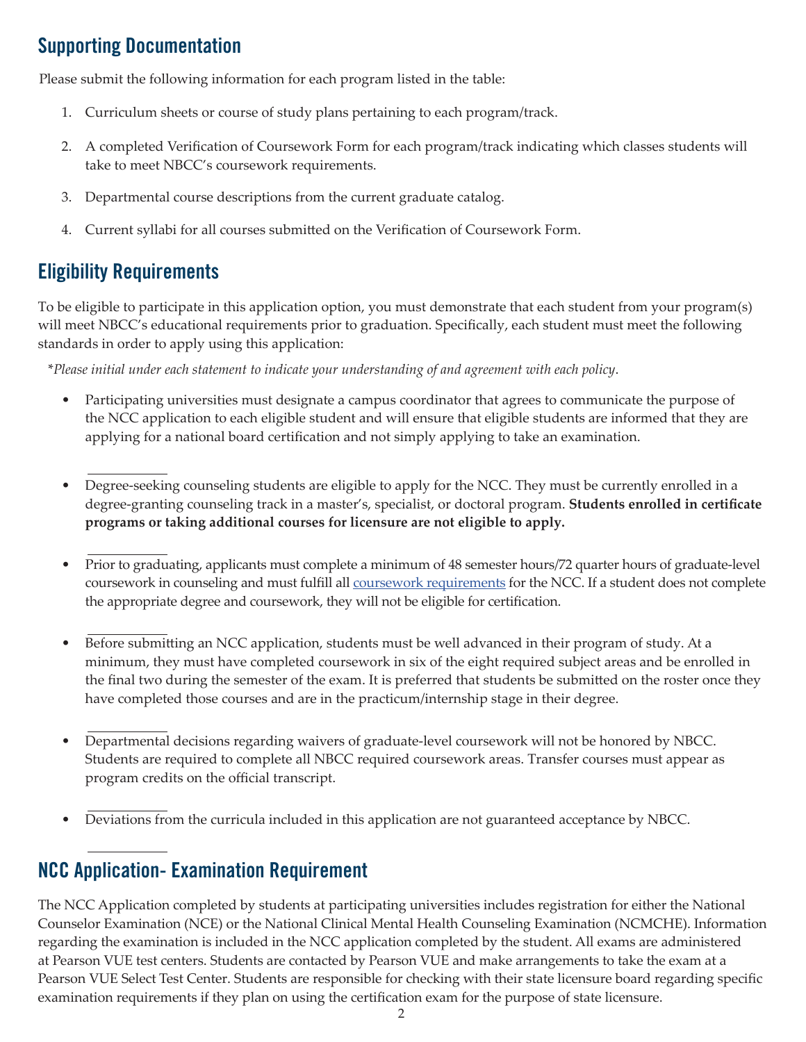## Supporting Documentation

Please submit the following information for each program listed in the table:

1. Curriculum sheets or course of study plans pertaining to each program/track.
2. A completed Verification of Coursework Form for each program/track indicating which classes students will take to meet NBCC's coursework requirements.
3. Departmental course descriptions from the current graduate catalog.
4. Current syllabi for all courses submitted on the Verification of Coursework Form.

## Eligibility Requirements

To be eligible to participate in this application option, you must demonstrate that each student from your program(s) will meet NBCC's educational requirements prior to graduation. Specifically, each student must meet the following standards in order to apply using this application:

*\*Please initial under each statement to indicate your understanding of and agreement with each policy*.

- Participating universities must designate a campus coordinator that agrees to communicate the purpose of the NCC application to each eligible student and will ensure that eligible students are informed that they are applying for a national board certification and not simply applying to take an examination.

  ___________

- Degree-seeking counseling students are eligible to apply for the NCC. They must be currently enrolled in a degree-granting counseling track in a master's, specialist, or doctoral program. **Students enrolled in certificate programs or taking additional courses for licensure are not eligible to apply.**

  ___________

- Prior to graduating, applicants must complete a minimum of 48 semester hours/72 quarter hours of graduate-level coursework in counseling and must fulfill all coursework requirements for the NCC. If a student does not complete the appropriate degree and coursework, they will not be eligible for certification.

  ___________

- Before submitting an NCC application, students must be well advanced in their program of study. At a minimum, they must have completed coursework in six of the eight required subject areas and be enrolled in the final two during the semester of the exam. It is preferred that students be submitted on the roster once they have completed those courses and are in the practicum/internship stage in their degree.

  ___________

- Departmental decisions regarding waivers of graduate-level coursework will not be honored by NBCC. Students are required to complete all NBCC required coursework areas. Transfer courses must appear as program credits on the official transcript.

  ___________

- Deviations from the curricula included in this application are not guaranteed acceptance by NBCC.

  ___________

## NCC Application- Examination Requirement

The NCC Application completed by students at participating universities includes registration for either the National Counselor Examination (NCE) or the National Clinical Mental Health Counseling Examination (NCMCHE). Information regarding the examination is included in the NCC application completed by the student. All exams are administered at Pearson VUE test centers. Students are contacted by Pearson VUE and make arrangements to take the exam at a Pearson VUE Select Test Center. Students are responsible for checking with their state licensure board regarding specific examination requirements if they plan on using the certification exam for the purpose of state licensure.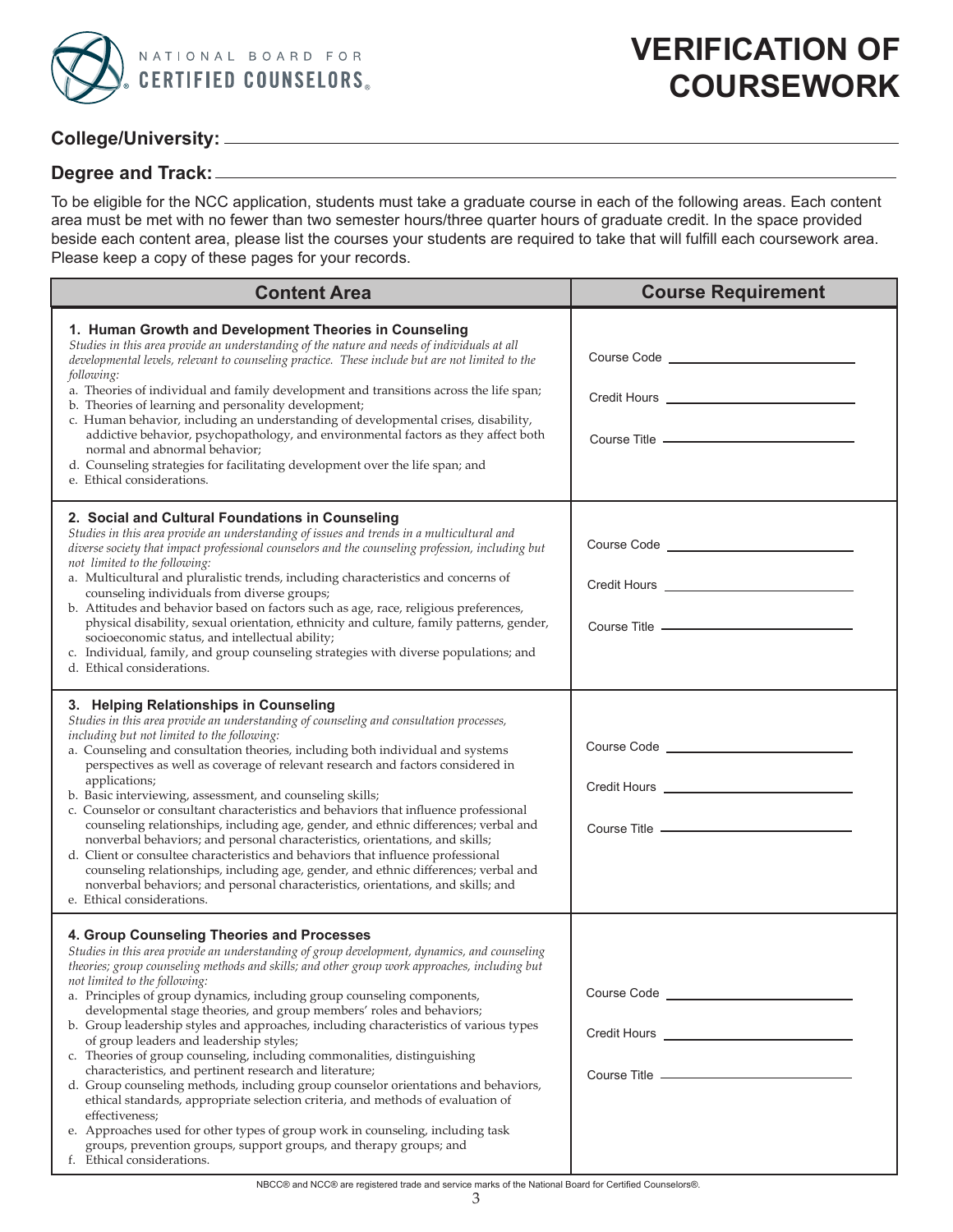NATIONAL BOARD FOR CERTIFIED COUNSELORS®

# VERIFICATION OF COURSEWORK

**College/University:** ______________________________

**Degree and Track:** ______________________________

To be eligible for the NCC application, students must take a graduate course in each of the following areas. Each content area must be met with no fewer than two semester hours/three quarter hours of graduate credit. In the space provided beside each content area, please list the courses your students are required to take that will fulfill each coursework area. Please keep a copy of these pages for your records.

| Content Area | Course Requirement |
|---|---|
| **1. Human Growth and Development Theories in Counseling**<br>*Studies in this area provide an understanding of the nature and needs of individuals at all developmental levels, relevant to counseling practice. These include but are not limited to the following:*<br>a. Theories of individual and family development and transitions across the life span;<br>b. Theories of learning and personality development;<br>c. Human behavior, including an understanding of developmental crises, disability, addictive behavior, psychopathology, and environmental factors as they affect both normal and abnormal behavior;<br>d. Counseling strategies for facilitating development over the life span; and<br>e. Ethical considerations. | Course Code ____________<br><br>Credit Hours ____________<br><br>Course Title ____________ |
| **2. Social and Cultural Foundations in Counseling**<br>*Studies in this area provide an understanding of issues and trends in a multicultural and diverse society that impact professional counselors and the counseling profession, including but not limited to the following:*<br>a. Multicultural and pluralistic trends, including characteristics and concerns of counseling individuals from diverse groups;<br>b. Attitudes and behavior based on factors such as age, race, religious preferences, physical disability, sexual orientation, ethnicity and culture, family patterns, gender, socioeconomic status, and intellectual ability;<br>c. Individual, family, and group counseling strategies with diverse populations; and<br>d. Ethical considerations. | Course Code ____________<br><br>Credit Hours ____________<br><br>Course Title ____________ |
| **3. Helping Relationships in Counseling**<br>*Studies in this area provide an understanding of counseling and consultation processes, including but not limited to the following:*<br>a. Counseling and consultation theories, including both individual and systems perspectives as well as coverage of relevant research and factors considered in applications;<br>b. Basic interviewing, assessment, and counseling skills;<br>c. Counselor or consultant characteristics and behaviors that influence professional counseling relationships, including age, gender, and ethnic differences; verbal and nonverbal behaviors; and personal characteristics, orientations, and skills;<br>d. Client or consultee characteristics and behaviors that influence professional counseling relationships, including age, gender, and ethnic differences; verbal and nonverbal behaviors; and personal characteristics, orientations, and skills; and<br>e. Ethical considerations. | Course Code ____________<br><br>Credit Hours ____________<br><br>Course Title ____________ |
| **4. Group Counseling Theories and Processes**<br>*Studies in this area provide an understanding of group development, dynamics, and counseling theories; group counseling methods and skills; and other group work approaches, including but not limited to the following:*<br>a. Principles of group dynamics, including group counseling components, developmental stage theories, and group members' roles and behaviors;<br>b. Group leadership styles and approaches, including characteristics of various types of group leaders and leadership styles;<br>c. Theories of group counseling, including commonalities, distinguishing characteristics, and pertinent research and literature;<br>d. Group counseling methods, including group counselor orientations and behaviors, ethical standards, appropriate selection criteria, and methods of evaluation of effectiveness;<br>e. Approaches used for other types of group work in counseling, including task groups, prevention groups, support groups, and therapy groups; and<br>f. Ethical considerations. | Course Code ____________<br><br>Credit Hours ____________<br><br>Course Title ____________ |

NBCC® and NCC® are registered trade and service marks of the National Board for Certified Counselors®.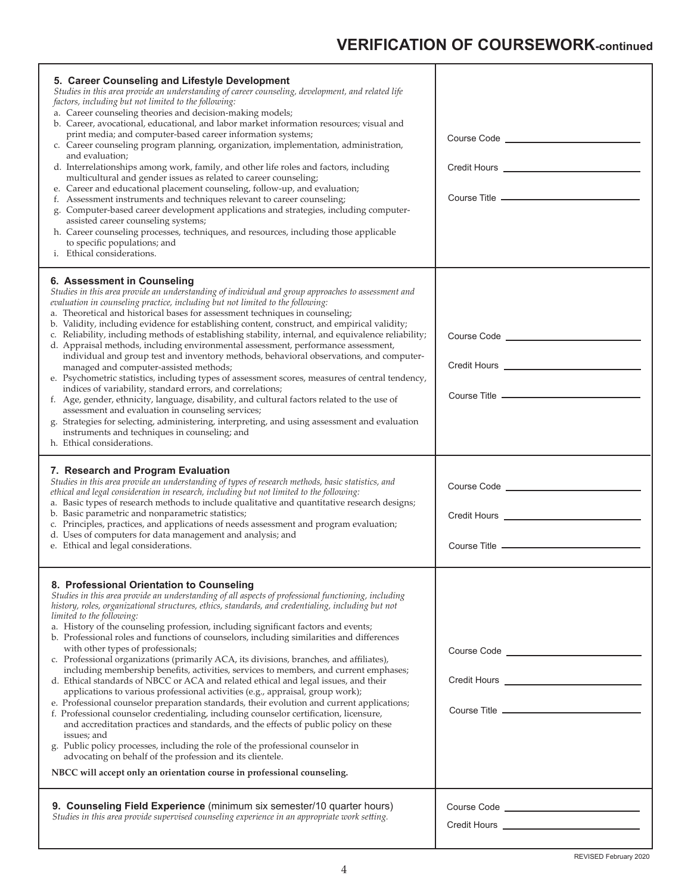# VERIFICATION OF COURSEWORK-continued

| | |
|---|---|
| **5. Career Counseling and Lifestyle Development**<br>*Studies in this area provide an understanding of career counseling, development, and related life factors, including but not limited to the following:*<br>a. Career counseling theories and decision-making models;<br>b. Career, avocational, educational, and labor market information resources; visual and print media; and computer-based career information systems;<br>c. Career counseling program planning, organization, implementation, administration, and evaluation;<br>d. Interrelationships among work, family, and other life roles and factors, including multicultural and gender issues as related to career counseling;<br>e. Career and educational placement counseling, follow-up, and evaluation;<br>f. Assessment instruments and techniques relevant to career counseling;<br>g. Computer-based career development applications and strategies, including computer-assisted career counseling systems;<br>h. Career counseling processes, techniques, and resources, including those applicable to specific populations; and<br>i. Ethical considerations. | Course Code ______________<br>Credit Hours ______________<br>Course Title ______________ |
| **6. Assessment in Counseling**<br>*Studies in this area provide an understanding of individual and group approaches to assessment and evaluation in counseling practice, including but not limited to the following:*<br>a. Theoretical and historical bases for assessment techniques in counseling;<br>b. Validity, including evidence for establishing content, construct, and empirical validity;<br>c. Reliability, including methods of establishing stability, internal, and equivalence reliability;<br>d. Appraisal methods, including environmental assessment, performance assessment, individual and group test and inventory methods, behavioral observations, and computer-managed and computer-assisted methods;<br>e. Psychometric statistics, including types of assessment scores, measures of central tendency, indices of variability, standard errors, and correlations;<br>f. Age, gender, ethnicity, language, disability, and cultural factors related to the use of assessment and evaluation in counseling services;<br>g. Strategies for selecting, administering, interpreting, and using assessment and evaluation instruments and techniques in counseling; and<br>h. Ethical considerations. | Course Code ______________<br>Credit Hours ______________<br>Course Title ______________ |
| **7. Research and Program Evaluation**<br>*Studies in this area provide an understanding of types of research methods, basic statistics, and ethical and legal consideration in research, including but not limited to the following:*<br>a. Basic types of research methods to include qualitative and quantitative research designs;<br>b. Basic parametric and nonparametric statistics;<br>c. Principles, practices, and applications of needs assessment and program evaluation;<br>d. Uses of computers for data management and analysis; and<br>e. Ethical and legal considerations. | Course Code ______________<br>Credit Hours ______________<br>Course Title ______________ |
| **8. Professional Orientation to Counseling**<br>*Studies in this area provide an understanding of all aspects of professional functioning, including history, roles, organizational structures, ethics, standards, and credentialing, including but not limited to the following:*<br>a. History of the counseling profession, including significant factors and events;<br>b. Professional roles and functions of counselors, including similarities and differences with other types of professionals;<br>c. Professional organizations (primarily ACA, its divisions, branches, and affiliates), including membership benefits, activities, services to members, and current emphases;<br>d. Ethical standards of NBCC or ACA and related ethical and legal issues, and their applications to various professional activities (e.g., appraisal, group work);<br>e. Professional counselor preparation standards, their evolution and current applications;<br>f. Professional counselor credentialing, including counselor certification, licensure, and accreditation practices and standards, and the effects of public policy on these issues; and<br>g. Public policy processes, including the role of the professional counselor in advocating on behalf of the profession and its clientele.<br>**NBCC will accept only an orientation course in professional counseling.** | Course Code ______________<br>Credit Hours ______________<br>Course Title ______________ |
| **9. Counseling Field Experience** (minimum six semester/10 quarter hours)<br>*Studies in this area provide supervised counseling experience in an appropriate work setting.* | Course Code ______________<br>Credit Hours ______________ |

REVISED February 2020